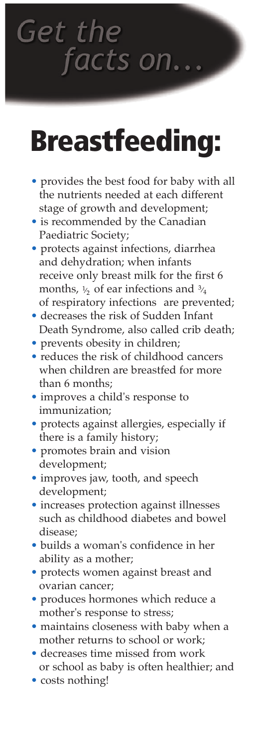*Get the facts on...*

# Breastfeeding:

- provides the best food for baby with all the nutrients needed at each different stage of growth and development;
- is recommended by the Canadian Paediatric Society;
- protects against infections, diarrhea and dehydration; when infants receive only breast milk for the first 6 months, $\frac{1}{2}$ of ear infections and $\frac{3}{4}$ of respiratory infections are prevented;
- decreases the risk of Sudden Infant Death Syndrome, also called crib death;
- prevents obesity in children;
- reduces the risk of childhood cancers when children are breastfed for more than 6 months;
- improves a child's response to immunization;
- protects against allergies, especially if there is a family history;
- promotes brain and vision development;
- improves jaw, tooth, and speech development;
- increases protection against illnesses such as childhood diabetes and bowel disease;
- builds a woman's confidence in her ability as a mother;
- protects women against breast and ovarian cancer;
- produces hormones which reduce a mother's response to stress;
- maintains closeness with baby when a mother returns to school or work;
- decreases time missed from work or school as baby is often healthier; and
- costs nothing!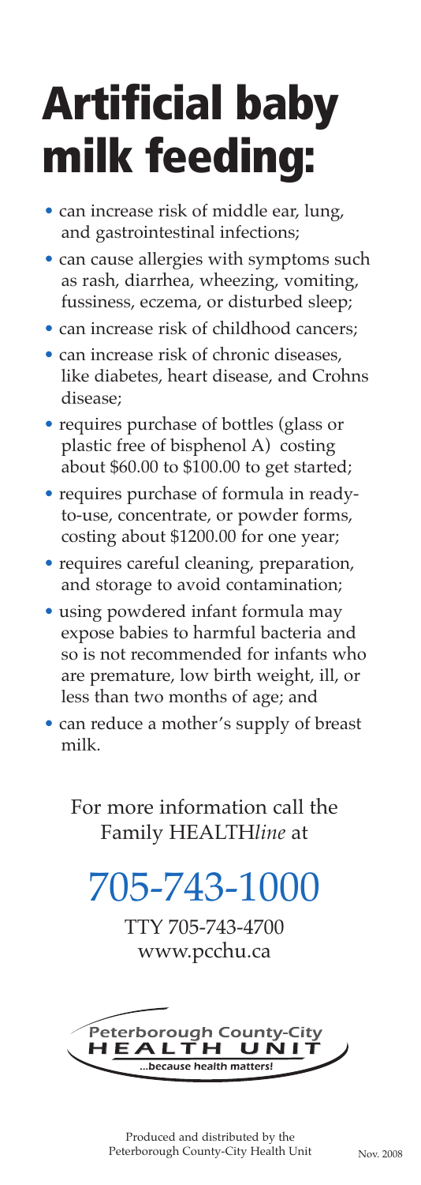# Artificial baby milk feeding:

- can increase risk of middle ear, lung, and gastrointestinal infections;
- can cause allergies with symptoms such as rash, diarrhea, wheezing, vomiting, fussiness, eczema, or disturbed sleep;
- can increase risk of childhood cancers;
- can increase risk of chronic diseases, like diabetes, heart disease, and Crohns disease;
- requires purchase of bottles (glass or plastic free of bisphenol A) costing about $60.00 to $100.00 to get started;
- requires purchase of formula in ready-to-use, concentrate, or powder forms, costing about $1200.00 for one year;
- requires careful cleaning, preparation, and storage to avoid contamination;
- using powdered infant formula may expose babies to harmful bacteria and so is not recommended for infants who are premature, low birth weight, ill, or less than two months of age; and
- can reduce a mother's supply of breast milk.

For more information call the Family HEALTH*line* at

## 705-743-1000

TTY 705-743-4700
www.pcchu.ca

Peterborough County-City
HEALTH UNIT
...because health matters!

Produced and distributed by the Peterborough County-City Health Unit

Nov. 2008